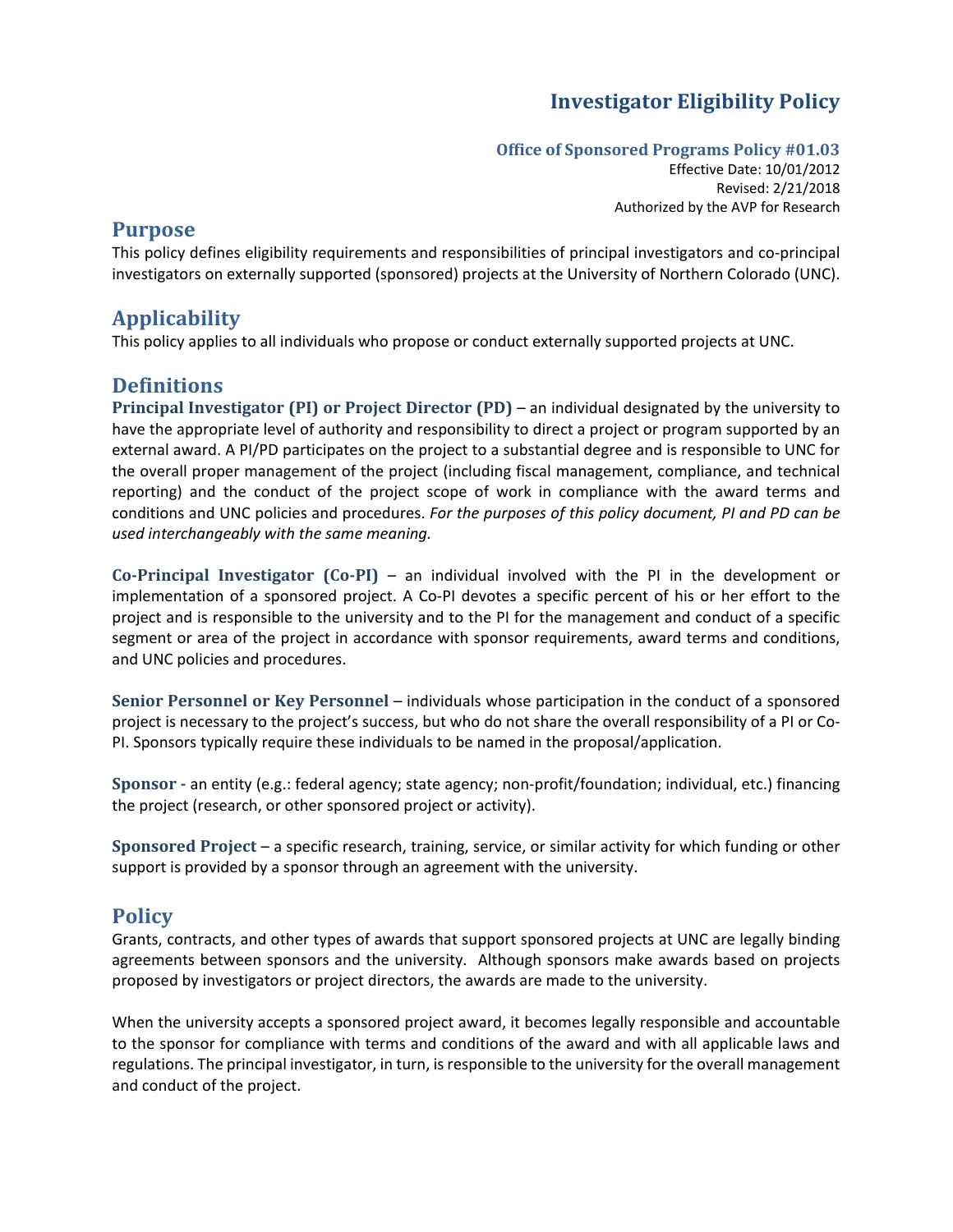# Investigator Eligibility Policy

**Office of Sponsored Programs Policy #01.03**

Effective Date: 10/01/2012
Revised: 2/21/2018
Authorized by the AVP for Research

## Purpose

This policy defines eligibility requirements and responsibilities of principal investigators and co-principal investigators on externally supported (sponsored) projects at the University of Northern Colorado (UNC).

## Applicability

This policy applies to all individuals who propose or conduct externally supported projects at UNC.

## Definitions

**Principal Investigator (PI) or Project Director (PD)** – an individual designated by the university to have the appropriate level of authority and responsibility to direct a project or program supported by an external award. A PI/PD participates on the project to a substantial degree and is responsible to UNC for the overall proper management of the project (including fiscal management, compliance, and technical reporting) and the conduct of the project scope of work in compliance with the award terms and conditions and UNC policies and procedures. *For the purposes of this policy document, PI and PD can be used interchangeably with the same meaning.*

**Co-Principal Investigator (Co-PI)** – an individual involved with the PI in the development or implementation of a sponsored project. A Co-PI devotes a specific percent of his or her effort to the project and is responsible to the university and to the PI for the management and conduct of a specific segment or area of the project in accordance with sponsor requirements, award terms and conditions, and UNC policies and procedures.

**Senior Personnel or Key Personnel** – individuals whose participation in the conduct of a sponsored project is necessary to the project's success, but who do not share the overall responsibility of a PI or Co-PI. Sponsors typically require these individuals to be named in the proposal/application.

**Sponsor** - an entity (e.g.: federal agency; state agency; non-profit/foundation; individual, etc.) financing the project (research, or other sponsored project or activity).

**Sponsored Project** – a specific research, training, service, or similar activity for which funding or other support is provided by a sponsor through an agreement with the university.

## Policy

Grants, contracts, and other types of awards that support sponsored projects at UNC are legally binding agreements between sponsors and the university. Although sponsors make awards based on projects proposed by investigators or project directors, the awards are made to the university.

When the university accepts a sponsored project award, it becomes legally responsible and accountable to the sponsor for compliance with terms and conditions of the award and with all applicable laws and regulations. The principal investigator, in turn, is responsible to the university for the overall management and conduct of the project.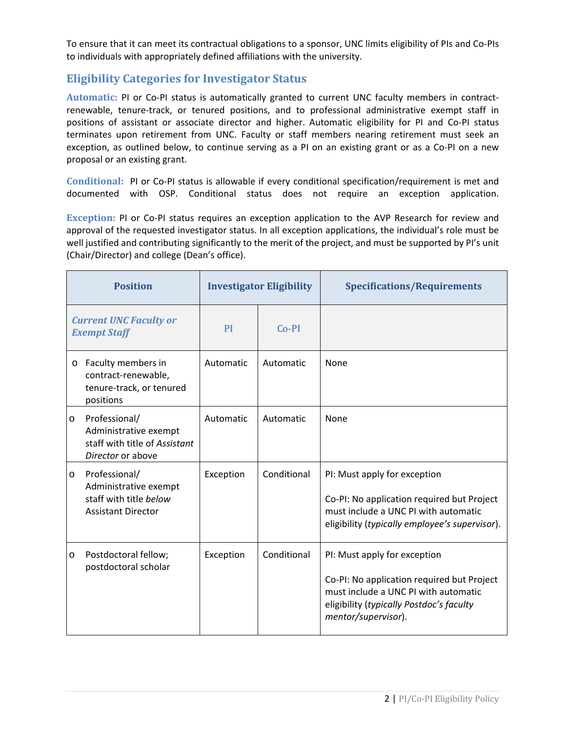To ensure that it can meet its contractual obligations to a sponsor, UNC limits eligibility of PIs and Co-PIs to individuals with appropriately defined affiliations with the university.

## Eligibility Categories for Investigator Status

**Automatic:** PI or Co-PI status is automatically granted to current UNC faculty members in contract-renewable, tenure-track, or tenured positions, and to professional administrative exempt staff in positions of assistant or associate director and higher. Automatic eligibility for PI and Co-PI status terminates upon retirement from UNC. Faculty or staff members nearing retirement must seek an exception, as outlined below, to continue serving as a PI on an existing grant or as a Co-PI on a new proposal or an existing grant.

**Conditional:** PI or Co-PI status is allowable if every conditional specification/requirement is met and documented with OSP. Conditional status does not require an exception application.

**Exception:** PI or Co-PI status requires an exception application to the AVP Research for review and approval of the requested investigator status. In all exception applications, the individual's role must be well justified and contributing significantly to the merit of the project, and must be supported by PI's unit (Chair/Director) and college (Dean's office).

| Position | Investigator Eligibility | | Specifications/Requirements |
|---|---|---|---|
| ***Current UNC Faculty or Exempt Staff*** | PI | Co-PI | |
| o Faculty members in contract-renewable, tenure-track, or tenured positions | Automatic | Automatic | None |
| o Professional/ Administrative exempt staff with title of *Assistant Director* or above | Automatic | Automatic | None |
| o Professional/ Administrative exempt staff with title *below* Assistant Director | Exception | Conditional | PI: Must apply for exception<br><br>Co-PI: No application required but Project must include a UNC PI with automatic eligibility (*typically employee's supervisor*). |
| o Postdoctoral fellow; postdoctoral scholar | Exception | Conditional | PI: Must apply for exception<br><br>Co-PI: No application required but Project must include a UNC PI with automatic eligibility (*typically Postdoc's faculty mentor/supervisor*). |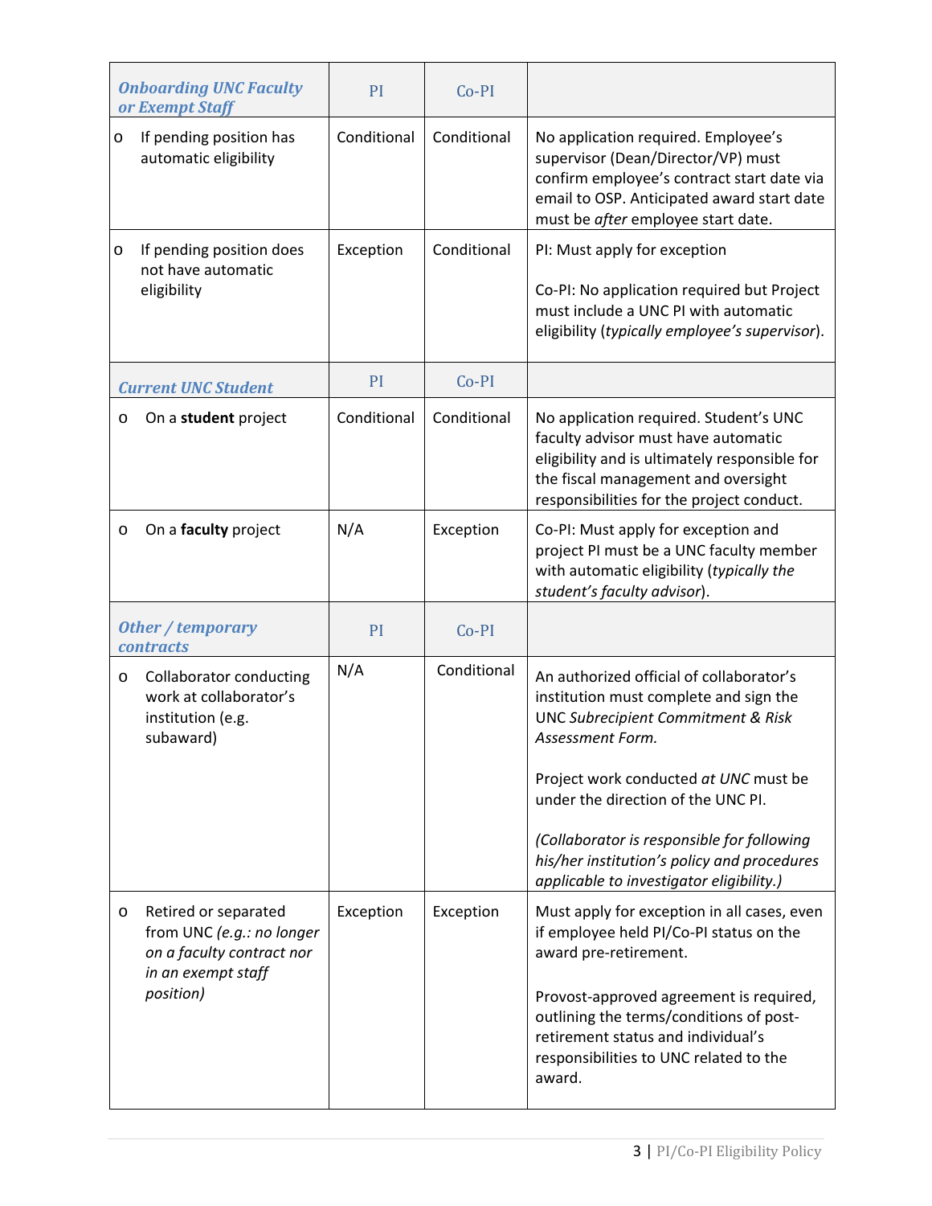| *Onboarding UNC Faculty or Exempt Staff* | PI | Co-PI | |
|---|---|---|---|
| o If pending position has automatic eligibility | Conditional | Conditional | No application required. Employee's supervisor (Dean/Director/VP) must confirm employee's contract start date via email to OSP. Anticipated award start date must be *after* employee start date. |
| o If pending position does not have automatic eligibility | Exception | Conditional | PI: Must apply for exception<br><br>Co-PI: No application required but Project must include a UNC PI with automatic eligibility (*typically employee's supervisor*). |
| ***Current UNC Student*** | **PI** | **Co-PI** | |
| o On a **student** project | Conditional | Conditional | No application required. Student's UNC faculty advisor must have automatic eligibility and is ultimately responsible for the fiscal management and oversight responsibilities for the project conduct. |
| o On a **faculty** project | N/A | Exception | Co-PI: Must apply for exception and project PI must be a UNC faculty member with automatic eligibility (*typically the student's faculty advisor*). |
| ***Other / temporary contracts*** | **PI** | **Co-PI** | |
| o Collaborator conducting work at collaborator's institution (e.g. subaward) | N/A | Conditional | An authorized official of collaborator's institution must complete and sign the UNC *Subrecipient Commitment & Risk Assessment Form.*<br><br>Project work conducted *at UNC* must be under the direction of the UNC PI.<br><br>*(Collaborator is responsible for following his/her institution's policy and procedures applicable to investigator eligibility.)* |
| o Retired or separated from UNC *(e.g.: no longer on a faculty contract nor in an exempt staff position)* | Exception | Exception | Must apply for exception in all cases, even if employee held PI/Co-PI status on the award pre-retirement.<br><br>Provost-approved agreement is required, outlining the terms/conditions of post-retirement status and individual's responsibilities to UNC related to the award. |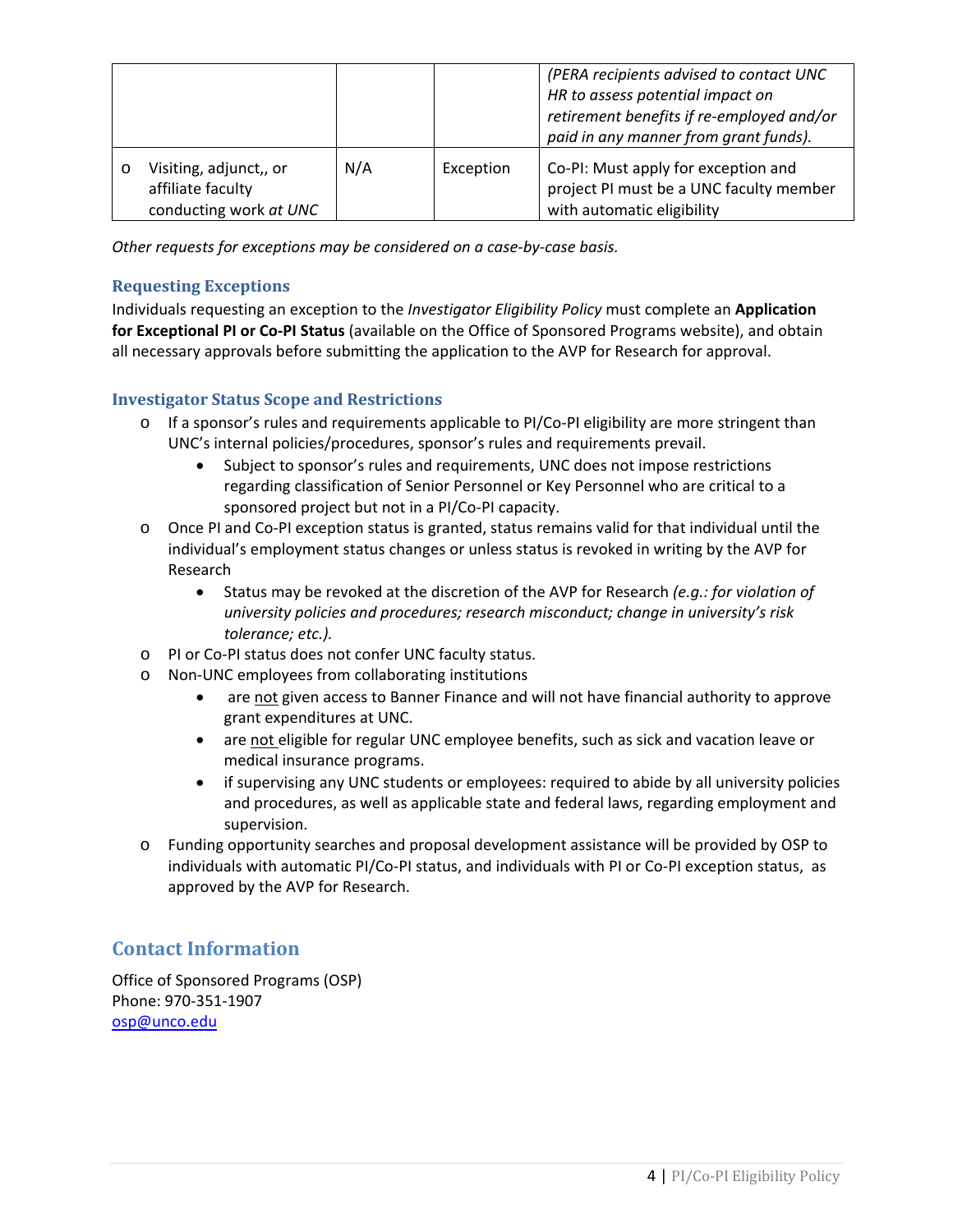| | | | |
|---|---|---|---|
| | | | *(PERA recipients advised to contact UNC HR to assess potential impact on retirement benefits if re-employed and/or paid in any manner from grant funds).* |
| o Visiting, adjunct,, or affiliate faculty conducting work *at UNC* | N/A | Exception | Co-PI: Must apply for exception and project PI must be a UNC faculty member with automatic eligibility |

*Other requests for exceptions may be considered on a case-by-case basis.*

### Requesting Exceptions

Individuals requesting an exception to the *Investigator Eligibility Policy* must complete an **Application for Exceptional PI or Co-PI Status** (available on the Office of Sponsored Programs website), and obtain all necessary approvals before submitting the application to the AVP for Research for approval.

### Investigator Status Scope and Restrictions

- If a sponsor's rules and requirements applicable to PI/Co-PI eligibility are more stringent than UNC's internal policies/procedures, sponsor's rules and requirements prevail.
  - Subject to sponsor's rules and requirements, UNC does not impose restrictions regarding classification of Senior Personnel or Key Personnel who are critical to a sponsored project but not in a PI/Co-PI capacity.
- Once PI and Co-PI exception status is granted, status remains valid for that individual until the individual's employment status changes or unless status is revoked in writing by the AVP for Research
  - Status may be revoked at the discretion of the AVP for Research *(e.g.: for violation of university policies and procedures; research misconduct; change in university's risk tolerance; etc.).*
- PI or Co-PI status does not confer UNC faculty status.
- Non-UNC employees from collaborating institutions
  - are <u>not</u> given access to Banner Finance and will not have financial authority to approve grant expenditures at UNC.
  - are <u>not</u> eligible for regular UNC employee benefits, such as sick and vacation leave or medical insurance programs.
  - if supervising any UNC students or employees: required to abide by all university policies and procedures, as well as applicable state and federal laws, regarding employment and supervision.
- Funding opportunity searches and proposal development assistance will be provided by OSP to individuals with automatic PI/Co-PI status, and individuals with PI or Co-PI exception status, as approved by the AVP for Research.

## Contact Information

Office of Sponsored Programs (OSP)
Phone: 970-351-1907
osp@unco.edu